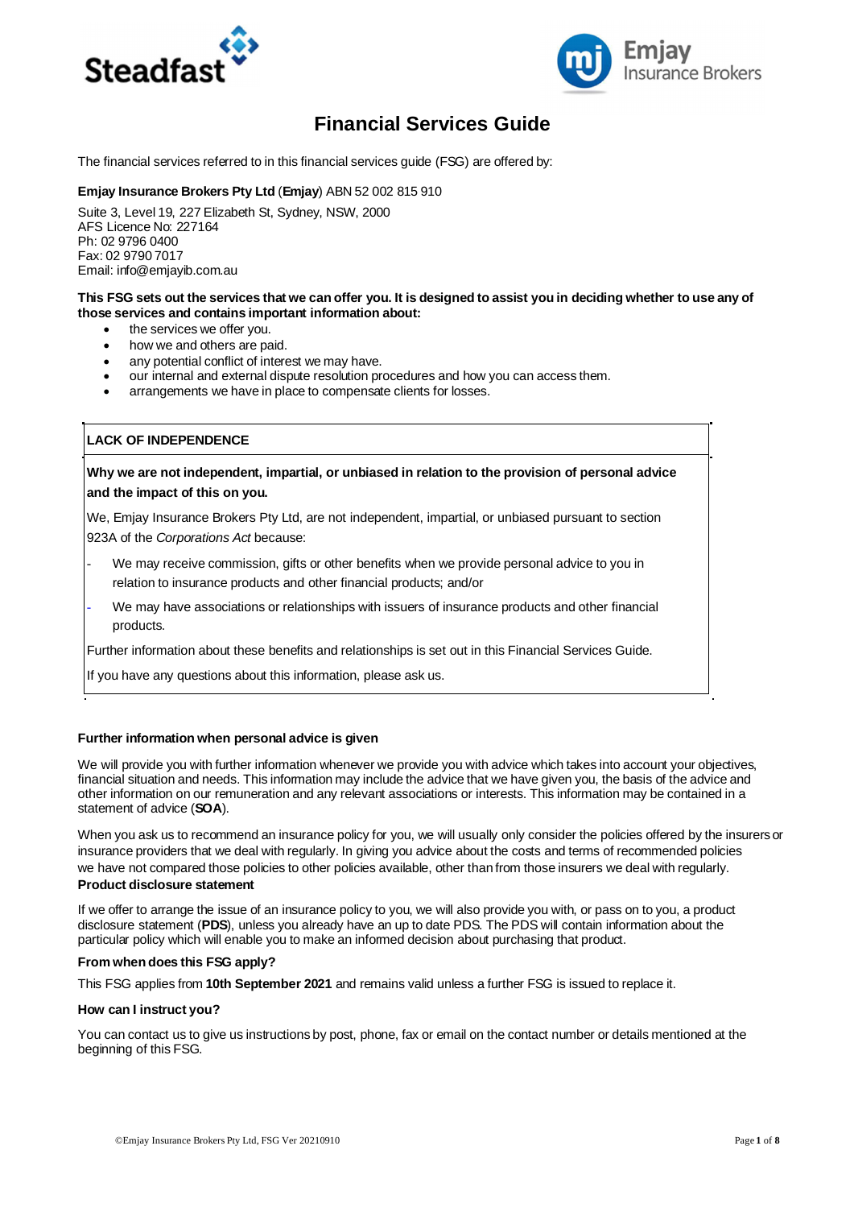# Financial Services Guide

The financial services referred to in this financial services guide (FSG) are offered by:

**Emjay Insurance Brokers Pty Ltd** (**Emjay**) ABN 52 002 815 910

Suite 3, Level 19, 227 Elizabeth St, Sydney, NSW, 2000
AFS Licence No: 227164
Ph: 02 9796 0400
Fax: 02 9790 7017
Email: info@emjayib.com.au

**This FSG sets out the services that we can offer you. It is designed to assist you in deciding whether to use any of those services and contains important information about:**

- the services we offer you.
- how we and others are paid.
- any potential conflict of interest we may have.
- our internal and external dispute resolution procedures and how you can access them.
- arrangements we have in place to compensate clients for losses.

**LACK OF INDEPENDENCE**

**Why we are not independent, impartial, or unbiased in relation to the provision of personal advice and the impact of this on you.**

We, Emjay Insurance Brokers Pty Ltd, are not independent, impartial, or unbiased pursuant to section 923A of the *Corporations Act* because:

- We may receive commission, gifts or other benefits when we provide personal advice to you in relation to insurance products and other financial products; and/or
- We may have associations or relationships with issuers of insurance products and other financial products.

Further information about these benefits and relationships is set out in this Financial Services Guide.

If you have any questions about this information, please ask us.

**Further information when personal advice is given**

We will provide you with further information whenever we provide you with advice which takes into account your objectives, financial situation and needs. This information may include the advice that we have given you, the basis of the advice and other information on our remuneration and any relevant associations or interests. This information may be contained in a statement of advice (**SOA**).

When you ask us to recommend an insurance policy for you, we will usually only consider the policies offered by the insurers or insurance providers that we deal with regularly. In giving you advice about the costs and terms of recommended policies we have not compared those policies to other policies available, other than from those insurers we deal with regularly.

**Product disclosure statement**

If we offer to arrange the issue of an insurance policy to you, we will also provide you with, or pass on to you, a product disclosure statement (**PDS**), unless you already have an up to date PDS. The PDS will contain information about the particular policy which will enable you to make an informed decision about purchasing that product.

**From when does this FSG apply?**

This FSG applies from **10th September 2021** and remains valid unless a further FSG is issued to replace it.

**How can I instruct you?**

You can contact us to give us instructions by post, phone, fax or email on the contact number or details mentioned at the beginning of this FSG.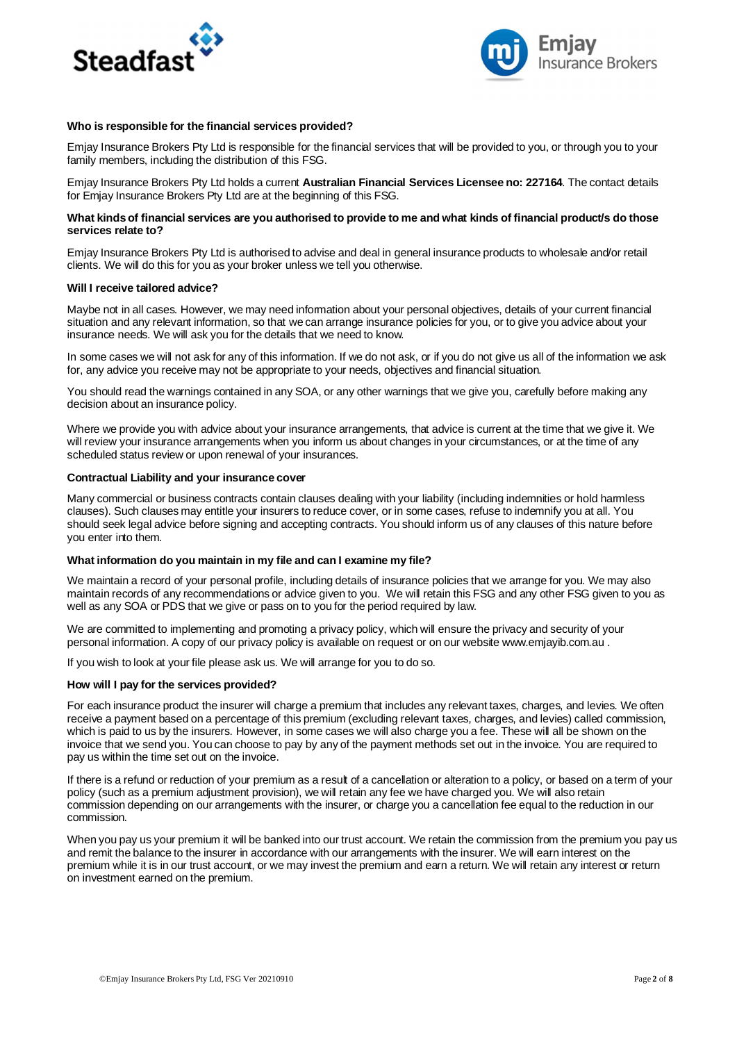**Who is responsible for the financial services provided?**

Emjay Insurance Brokers Pty Ltd is responsible for the financial services that will be provided to you, or through you to your family members, including the distribution of this FSG.

Emjay Insurance Brokers Pty Ltd holds a current **Australian Financial Services Licensee no: 227164**. The contact details for Emjay Insurance Brokers Pty Ltd are at the beginning of this FSG.

**What kinds of financial services are you authorised to provide to me and what kinds of financial product/s do those services relate to?**

Emjay Insurance Brokers Pty Ltd is authorised to advise and deal in general insurance products to wholesale and/or retail clients. We will do this for you as your broker unless we tell you otherwise.

**Will I receive tailored advice?**

Maybe not in all cases. However, we may need information about your personal objectives, details of your current financial situation and any relevant information, so that we can arrange insurance policies for you, or to give you advice about your insurance needs. We will ask you for the details that we need to know.

In some cases we will not ask for any of this information. If we do not ask, or if you do not give us all of the information we ask for, any advice you receive may not be appropriate to your needs, objectives and financial situation.

You should read the warnings contained in any SOA, or any other warnings that we give you, carefully before making any decision about an insurance policy.

Where we provide you with advice about your insurance arrangements, that advice is current at the time that we give it. We will review your insurance arrangements when you inform us about changes in your circumstances, or at the time of any scheduled status review or upon renewal of your insurances.

**Contractual Liability and your insurance cover**

Many commercial or business contracts contain clauses dealing with your liability (including indemnities or hold harmless clauses). Such clauses may entitle your insurers to reduce cover, or in some cases, refuse to indemnify you at all. You should seek legal advice before signing and accepting contracts. You should inform us of any clauses of this nature before you enter into them.

**What information do you maintain in my file and can I examine my file?**

We maintain a record of your personal profile, including details of insurance policies that we arrange for you. We may also maintain records of any recommendations or advice given to you. We will retain this FSG and any other FSG given to you as well as any SOA or PDS that we give or pass on to you for the period required by law.

We are committed to implementing and promoting a privacy policy, which will ensure the privacy and security of your personal information. A copy of our privacy policy is available on request or on our website www.emjayib.com.au .

If you wish to look at your file please ask us. We will arrange for you to do so.

**How will I pay for the services provided?**

For each insurance product the insurer will charge a premium that includes any relevant taxes, charges, and levies. We often receive a payment based on a percentage of this premium (excluding relevant taxes, charges, and levies) called commission, which is paid to us by the insurers. However, in some cases we will also charge you a fee. These will all be shown on the invoice that we send you. You can choose to pay by any of the payment methods set out in the invoice. You are required to pay us within the time set out on the invoice.

If there is a refund or reduction of your premium as a result of a cancellation or alteration to a policy, or based on a term of your policy (such as a premium adjustment provision), we will retain any fee we have charged you. We will also retain commission depending on our arrangements with the insurer, or charge you a cancellation fee equal to the reduction in our commission.

When you pay us your premium it will be banked into our trust account. We retain the commission from the premium you pay us and remit the balance to the insurer in accordance with our arrangements with the insurer. We will earn interest on the premium while it is in our trust account, or we may invest the premium and earn a return. We will retain any interest or return on investment earned on the premium.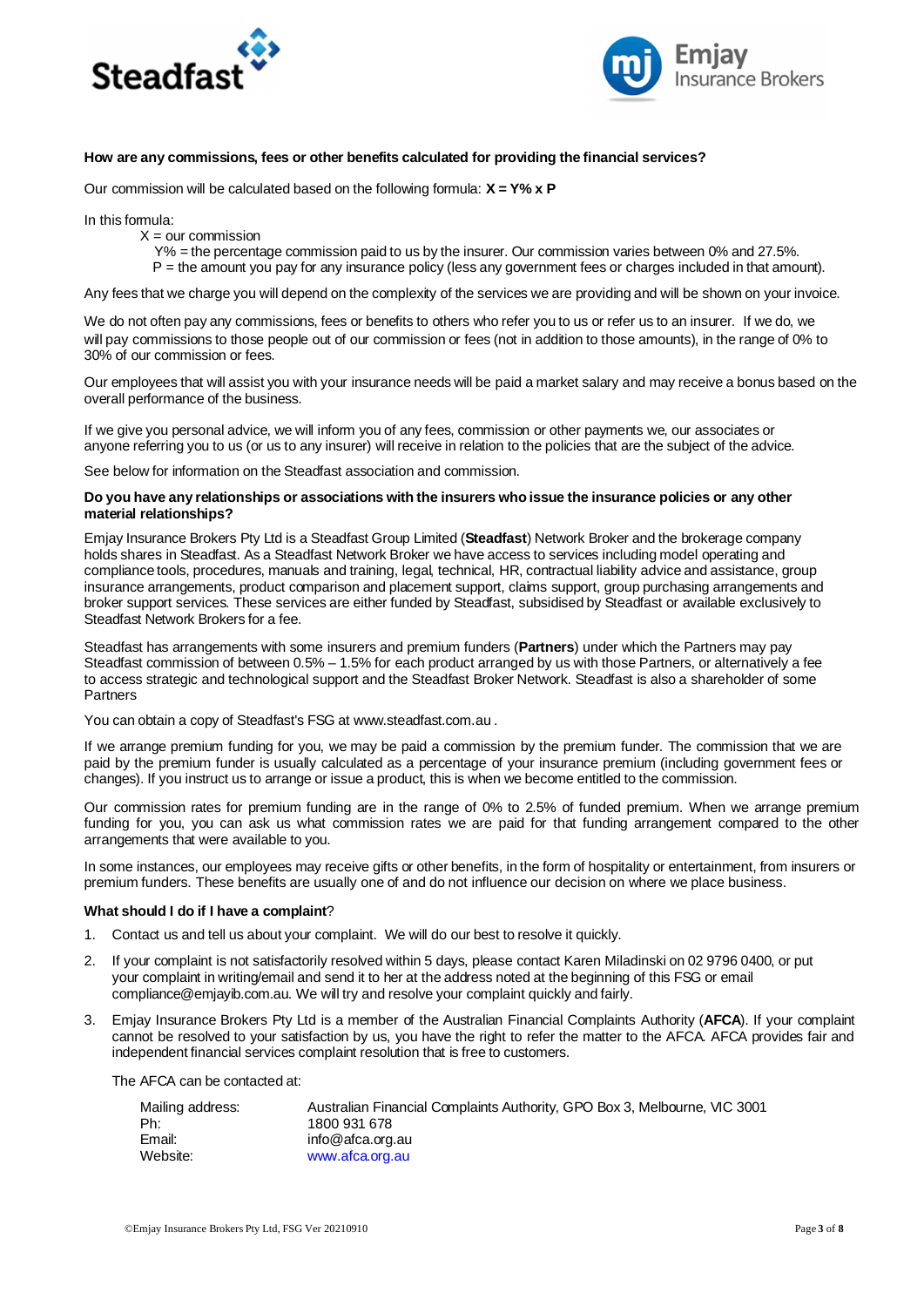**How are any commissions, fees or other benefits calculated for providing the financial services?**

Our commission will be calculated based on the following formula: **X = Y% x P**

In this formula:

X = our commission
Y% = the percentage commission paid to us by the insurer. Our commission varies between 0% and 27.5%.
P = the amount you pay for any insurance policy (less any government fees or charges included in that amount).

Any fees that we charge you will depend on the complexity of the services we are providing and will be shown on your invoice.

We do not often pay any commissions, fees or benefits to others who refer you to us or refer us to an insurer. If we do, we will pay commissions to those people out of our commission or fees (not in addition to those amounts), in the range of 0% to 30% of our commission or fees.

Our employees that will assist you with your insurance needs will be paid a market salary and may receive a bonus based on the overall performance of the business.

If we give you personal advice, we will inform you of any fees, commission or other payments we, our associates or anyone referring you to us (or us to any insurer) will receive in relation to the policies that are the subject of the advice.

See below for information on the Steadfast association and commission.

**Do you have any relationships or associations with the insurers who issue the insurance policies or any other material relationships?**

Emjay Insurance Brokers Pty Ltd is a Steadfast Group Limited (**Steadfast**) Network Broker and the brokerage company holds shares in Steadfast. As a Steadfast Network Broker we have access to services including model operating and compliance tools, procedures, manuals and training, legal, technical, HR, contractual liability advice and assistance, group insurance arrangements, product comparison and placement support, claims support, group purchasing arrangements and broker support services. These services are either funded by Steadfast, subsidised by Steadfast or available exclusively to Steadfast Network Brokers for a fee.

Steadfast has arrangements with some insurers and premium funders (**Partners**) under which the Partners may pay Steadfast commission of between 0.5% – 1.5% for each product arranged by us with those Partners, or alternatively a fee to access strategic and technological support and the Steadfast Broker Network. Steadfast is also a shareholder of some Partners

You can obtain a copy of Steadfast's FSG at www.steadfast.com.au .

If we arrange premium funding for you, we may be paid a commission by the premium funder. The commission that we are paid by the premium funder is usually calculated as a percentage of your insurance premium (including government fees or changes). If you instruct us to arrange or issue a product, this is when we become entitled to the commission.

Our commission rates for premium funding are in the range of 0% to 2.5% of funded premium. When we arrange premium funding for you, you can ask us what commission rates we are paid for that funding arrangement compared to the other arrangements that were available to you.

In some instances, our employees may receive gifts or other benefits, in the form of hospitality or entertainment, from insurers or premium funders. These benefits are usually one of and do not influence our decision on where we place business.

**What should I do if I have a complaint**?

1. Contact us and tell us about your complaint. We will do our best to resolve it quickly.
2. If your complaint is not satisfactorily resolved within 5 days, please contact Karen Miladinski on 02 9796 0400, or put your complaint in writing/email and send it to her at the address noted at the beginning of this FSG or email compliance@emjayib.com.au. We will try and resolve your complaint quickly and fairly.
3. Emjay Insurance Brokers Pty Ltd is a member of the Australian Financial Complaints Authority (**AFCA**). If your complaint cannot be resolved to your satisfaction by us, you have the right to refer the matter to the AFCA. AFCA provides fair and independent financial services complaint resolution that is free to customers.

   The AFCA can be contacted at:

   | | |
   |---|---|
   | Mailing address: | Australian Financial Complaints Authority, GPO Box 3, Melbourne, VIC 3001 |
   | Ph: | 1800 931 678 |
   | Email: | info@afca.org.au |
   | Website: | www.afca.org.au |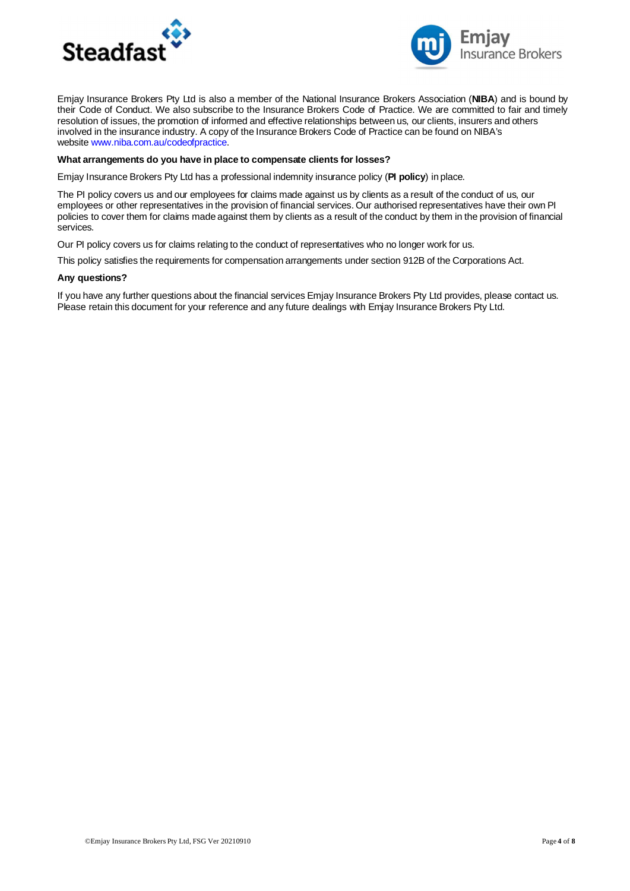Emjay Insurance Brokers Pty Ltd is also a member of the National Insurance Brokers Association (**NIBA**) and is bound by their Code of Conduct. We also subscribe to the Insurance Brokers Code of Practice. We are committed to fair and timely resolution of issues, the promotion of informed and effective relationships between us, our clients, insurers and others involved in the insurance industry. A copy of the Insurance Brokers Code of Practice can be found on NIBA's website www.niba.com.au/codeofpractice.

**What arrangements do you have in place to compensate clients for losses?**

Emjay Insurance Brokers Pty Ltd has a professional indemnity insurance policy (**PI policy**) in place.

The PI policy covers us and our employees for claims made against us by clients as a result of the conduct of us, our employees or other representatives in the provision of financial services. Our authorised representatives have their own PI policies to cover them for claims made against them by clients as a result of the conduct by them in the provision of financial services.

Our PI policy covers us for claims relating to the conduct of representatives who no longer work for us.

This policy satisfies the requirements for compensation arrangements under section 912B of the Corporations Act.

**Any questions?**

If you have any further questions about the financial services Emjay Insurance Brokers Pty Ltd provides, please contact us. Please retain this document for your reference and any future dealings with Emjay Insurance Brokers Pty Ltd.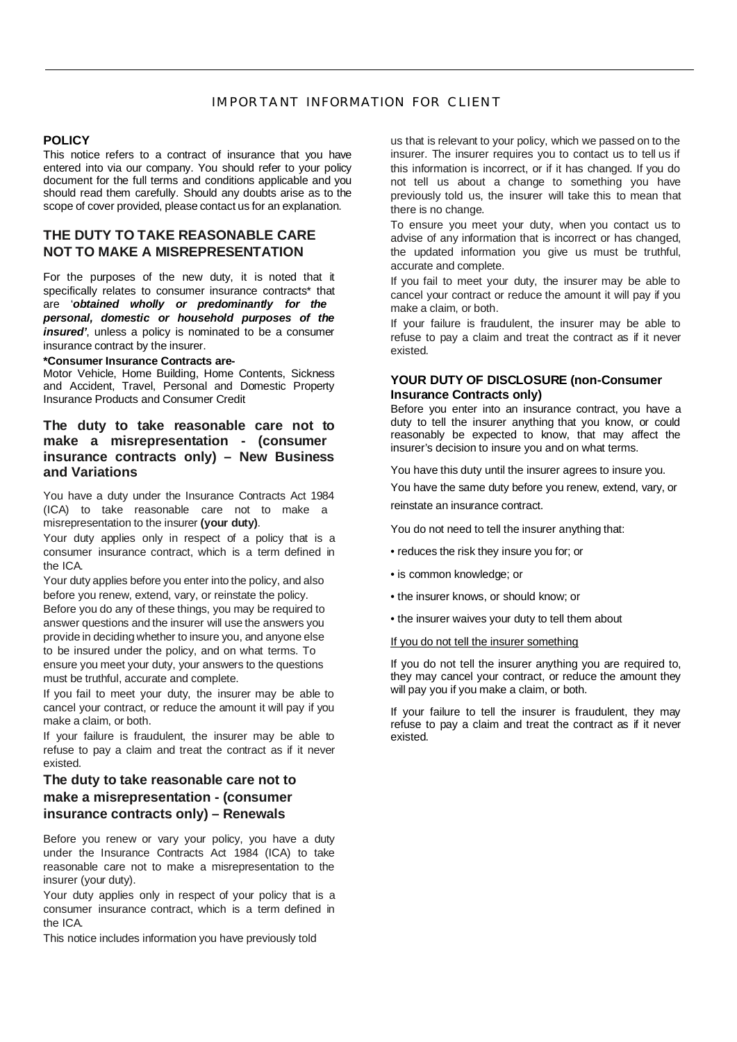# IMPORTANT INFORMATION FOR CLIENT

## POLICY

This notice refers to a contract of insurance that you have entered into via our company. You should refer to your policy document for the full terms and conditions applicable and you should read them carefully. Should any doubts arise as to the scope of cover provided, please contact us for an explanation.

## THE DUTY TO TAKE REASONABLE CARE NOT TO MAKE A MISREPRESENTATION

For the purposes of the new duty, it is noted that it specifically relates to consumer insurance contracts* that are '***obtained wholly or predominantly for the personal, domestic or household purposes of the insured'***, unless a policy is nominated to be a consumer insurance contract by the insurer.

**\*Consumer Insurance Contracts are-**

Motor Vehicle, Home Building, Home Contents, Sickness and Accident, Travel, Personal and Domestic Property Insurance Products and Consumer Credit

## The duty to take reasonable care not to make a misrepresentation - (consumer insurance contracts only) – New Business and Variations

You have a duty under the Insurance Contracts Act 1984 (ICA) to take reasonable care not to make a misrepresentation to the insurer **(your duty)**.

Your duty applies only in respect of a policy that is a consumer insurance contract, which is a term defined in the ICA.

Your duty applies before you enter into the policy, and also before you renew, extend, vary, or reinstate the policy.

Before you do any of these things, you may be required to answer questions and the insurer will use the answers you provide in deciding whether to insure you, and anyone else to be insured under the policy, and on what terms. To ensure you meet your duty, your answers to the questions must be truthful, accurate and complete.

If you fail to meet your duty, the insurer may be able to cancel your contract, or reduce the amount it will pay if you make a claim, or both.

If your failure is fraudulent, the insurer may be able to refuse to pay a claim and treat the contract as if it never existed.

## The duty to take reasonable care not to make a misrepresentation - (consumer insurance contracts only) – Renewals

Before you renew or vary your policy, you have a duty under the Insurance Contracts Act 1984 (ICA) to take reasonable care not to make a misrepresentation to the insurer (your duty).

Your duty applies only in respect of your policy that is a consumer insurance contract, which is a term defined in the ICA.

This notice includes information you have previously told us that is relevant to your policy, which we passed on to the insurer. The insurer requires you to contact us to tell us if this information is incorrect, or if it has changed. If you do not tell us about a change to something you have previously told us, the insurer will take this to mean that there is no change.

To ensure you meet your duty, when you contact us to advise of any information that is incorrect or has changed, the updated information you give us must be truthful, accurate and complete.

If you fail to meet your duty, the insurer may be able to cancel your contract or reduce the amount it will pay if you make a claim, or both.

If your failure is fraudulent, the insurer may be able to refuse to pay a claim and treat the contract as if it never existed.

### YOUR DUTY OF DISCLOSURE (non-Consumer Insurance Contracts only)

Before you enter into an insurance contract, you have a duty to tell the insurer anything that you know, or could reasonably be expected to know, that may affect the insurer's decision to insure you and on what terms.

You have this duty until the insurer agrees to insure you.

You have the same duty before you renew, extend, vary, or reinstate an insurance contract.

You do not need to tell the insurer anything that:

- reduces the risk they insure you for; or
- is common knowledge; or
- the insurer knows, or should know; or
- the insurer waives your duty to tell them about

<u>If you do not tell the insurer something</u>

If you do not tell the insurer anything you are required to, they may cancel your contract, or reduce the amount they will pay you if you make a claim, or both.

If your failure to tell the insurer is fraudulent, they may refuse to pay a claim and treat the contract as if it never existed.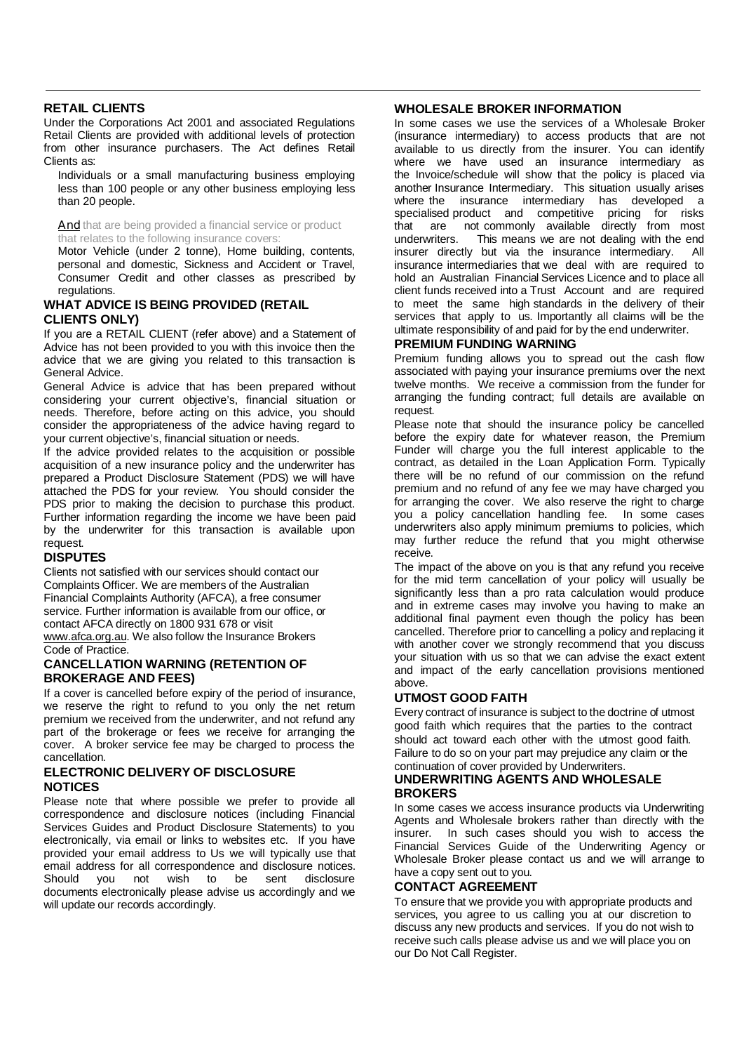## RETAIL CLIENTS

Under the Corporations Act 2001 and associated Regulations Retail Clients are provided with additional levels of protection from other insurance purchasers. The Act defines Retail Clients as:

> Individuals or a small manufacturing business employing less than 100 people or any other business employing less than 20 people.
>
> And that are being provided a financial service or product that relates to the following insurance covers:
>
> Motor Vehicle (under 2 tonne), Home building, contents, personal and domestic, Sickness and Accident or Travel, Consumer Credit and other classes as prescribed by regulations.

## WHAT ADVICE IS BEING PROVIDED (RETAIL CLIENTS ONLY)

If you are a RETAIL CLIENT (refer above) and a Statement of Advice has not been provided to you with this invoice then the advice that we are giving you related to this transaction is General Advice.

General Advice is advice that has been prepared without considering your current objective's, financial situation or needs. Therefore, before acting on this advice, you should consider the appropriateness of the advice having regard to your current objective's, financial situation or needs.

If the advice provided relates to the acquisition or possible acquisition of a new insurance policy and the underwriter has prepared a Product Disclosure Statement (PDS) we will have attached the PDS for your review. You should consider the PDS prior to making the decision to purchase this product. Further information regarding the income we have been paid by the underwriter for this transaction is available upon request.

## DISPUTES

Clients not satisfied with our services should contact our Complaints Officer. We are members of the Australian Financial Complaints Authority (AFCA), a free consumer service. Further information is available from our office, or contact AFCA directly on 1800 931 678 or visit www.afca.org.au. We also follow the Insurance Brokers Code of Practice.

## CANCELLATION WARNING (RETENTION OF BROKERAGE AND FEES)

If a cover is cancelled before expiry of the period of insurance, we reserve the right to refund to you only the net return premium we received from the underwriter, and not refund any part of the brokerage or fees we receive for arranging the cover. A broker service fee may be charged to process the cancellation.

## ELECTRONIC DELIVERY OF DISCLOSURE NOTICES

Please note that where possible we prefer to provide all correspondence and disclosure notices (including Financial Services Guides and Product Disclosure Statements) to you electronically, via email or links to websites etc. If you have provided your email address to Us we will typically use that email address for all correspondence and disclosure notices. Should you not wish to be sent disclosure documents electronically please advise us accordingly and we will update our records accordingly.

## WHOLESALE BROKER INFORMATION

In some cases we use the services of a Wholesale Broker (insurance intermediary) to access products that are not available to us directly from the insurer. You can identify where we have used an insurance intermediary as the Invoice/schedule will show that the policy is placed via another Insurance Intermediary. This situation usually arises where the insurance intermediary has developed a specialised product and competitive pricing for risks that are not commonly available directly from most underwriters. This means we are not dealing with the end insurer directly but via the insurance intermediary. All insurance intermediaries that we deal with are required to hold an Australian Financial Services Licence and to place all client funds received into a Trust Account and are required to meet the same high standards in the delivery of their services that apply to us. Importantly all claims will be the ultimate responsibility of and paid for by the end underwriter.

## PREMIUM FUNDING WARNING

Premium funding allows you to spread out the cash flow associated with paying your insurance premiums over the next twelve months. We receive a commission from the funder for arranging the funding contract; full details are available on request.

Please note that should the insurance policy be cancelled before the expiry date for whatever reason, the Premium Funder will charge you the full interest applicable to the contract, as detailed in the Loan Application Form. Typically there will be no refund of our commission on the refund premium and no refund of any fee we may have charged you for arranging the cover. We also reserve the right to charge you a policy cancellation handling fee. In some cases underwriters also apply minimum premiums to policies, which may further reduce the refund that you might otherwise receive.

The impact of the above on you is that any refund you receive for the mid term cancellation of your policy will usually be significantly less than a pro rata calculation would produce and in extreme cases may involve you having to make an additional final payment even though the policy has been cancelled. Therefore prior to cancelling a policy and replacing it with another cover we strongly recommend that you discuss your situation with us so that we can advise the exact extent and impact of the early cancellation provisions mentioned above.

## UTMOST GOOD FAITH

Every contract of insurance is subject to the doctrine of utmost good faith which requires that the parties to the contract should act toward each other with the utmost good faith. Failure to do so on your part may prejudice any claim or the continuation of cover provided by Underwriters.

## UNDERWRITING AGENTS AND WHOLESALE BROKERS

In some cases we access insurance products via Underwriting Agents and Wholesale brokers rather than directly with the insurer. In such cases should you wish to access the Financial Services Guide of the Underwriting Agency or Wholesale Broker please contact us and we will arrange to have a copy sent out to you.

## CONTACT AGREEMENT

To ensure that we provide you with appropriate products and services, you agree to us calling you at our discretion to discuss any new products and services. If you do not wish to receive such calls please advise us and we will place you on our Do Not Call Register.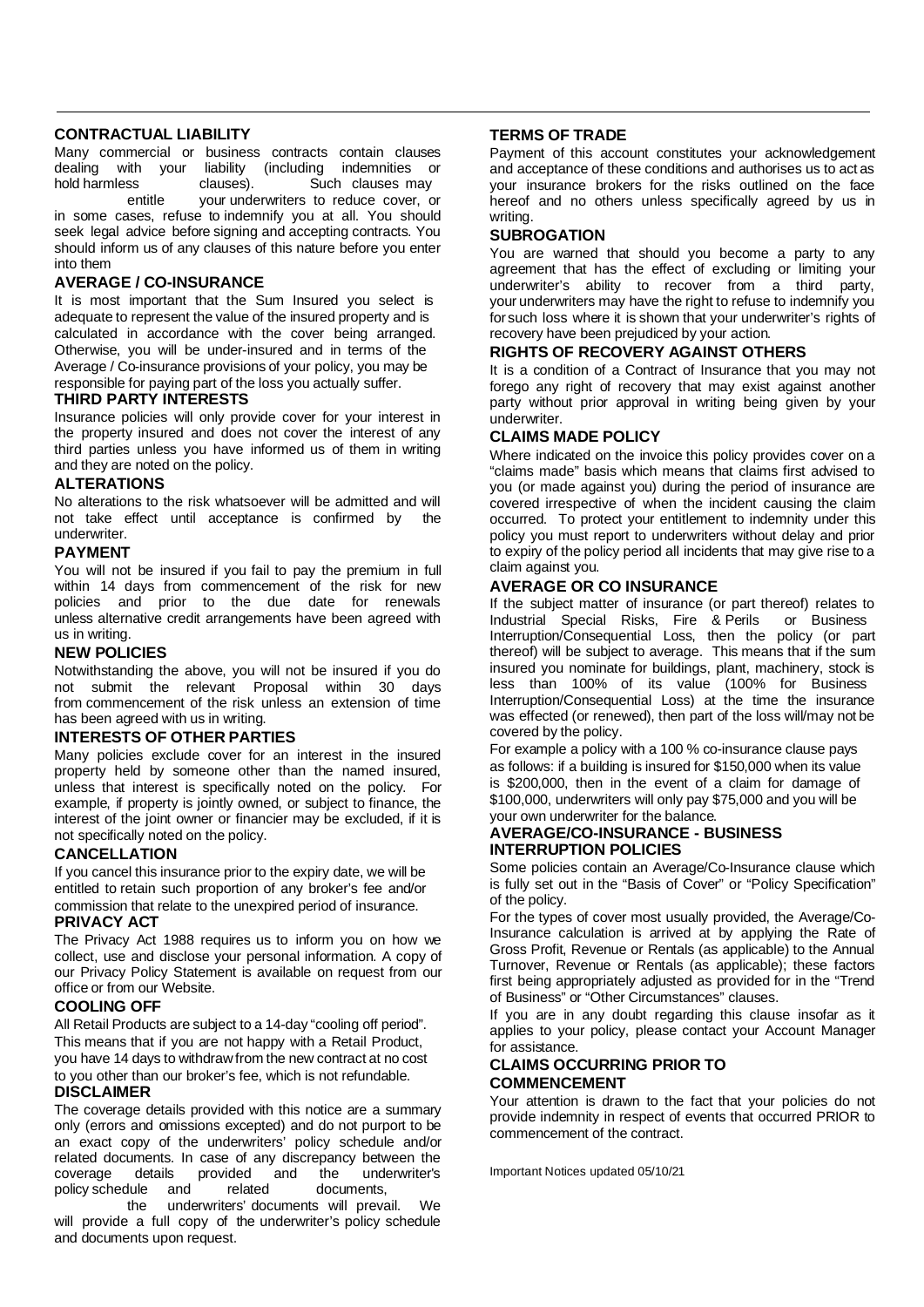## CONTRACTUAL LIABILITY

Many commercial or business contracts contain clauses dealing with your liability (including indemnities or hold harmless clauses). Such clauses may entitle your underwriters to reduce cover, or in some cases, refuse to indemnify you at all. You should seek legal advice before signing and accepting contracts. You should inform us of any clauses of this nature before you enter into them

## AVERAGE / CO-INSURANCE

It is most important that the Sum Insured you select is adequate to represent the value of the insured property and is calculated in accordance with the cover being arranged. Otherwise, you will be under-insured and in terms of the Average / Co-insurance provisions of your policy, you may be responsible for paying part of the loss you actually suffer.

## THIRD PARTY INTERESTS

Insurance policies will only provide cover for your interest in the property insured and does not cover the interest of any third parties unless you have informed us of them in writing and they are noted on the policy.

## ALTERATIONS

No alterations to the risk whatsoever will be admitted and will not take effect until acceptance is confirmed by the underwriter.

## PAYMENT

You will not be insured if you fail to pay the premium in full within 14 days from commencement of the risk for new policies and prior to the due date for renewals unless alternative credit arrangements have been agreed with us in writing.

## NEW POLICIES

Notwithstanding the above, you will not be insured if you do not submit the relevant Proposal within 30 days from commencement of the risk unless an extension of time has been agreed with us in writing.

## INTERESTS OF OTHER PARTIES

Many policies exclude cover for an interest in the insured property held by someone other than the named insured, unless that interest is specifically noted on the policy. For example, if property is jointly owned, or subject to finance, the interest of the joint owner or financier may be excluded, if it is not specifically noted on the policy.

## CANCELLATION

If you cancel this insurance prior to the expiry date, we will be entitled to retain such proportion of any broker's fee and/or commission that relate to the unexpired period of insurance.

## PRIVACY ACT

The Privacy Act 1988 requires us to inform you on how we collect, use and disclose your personal information. A copy of our Privacy Policy Statement is available on request from our office or from our Website.

## COOLING OFF

All Retail Products are subject to a 14-day "cooling off period". This means that if you are not happy with a Retail Product, you have 14 days to withdraw from the new contract at no cost to you other than our broker's fee, which is not refundable.

## DISCLAIMER

The coverage details provided with this notice are a summary only (errors and omissions excepted) and do not purport to be an exact copy of the underwriters' policy schedule and/or related documents. In case of any discrepancy between the coverage details provided and the underwriter's policy schedule and related documents, the underwriters' documents will prevail. We will provide a full copy of the underwriter's policy schedule and documents upon request.

## TERMS OF TRADE

Payment of this account constitutes your acknowledgement and acceptance of these conditions and authorises us to act as your insurance brokers for the risks outlined on the face hereof and no others unless specifically agreed by us in writing.

## SUBROGATION

You are warned that should you become a party to any agreement that has the effect of excluding or limiting your underwriter's ability to recover from a third party, your underwriters may have the right to refuse to indemnify you for such loss where it is shown that your underwriter's rights of recovery have been prejudiced by your action.

## RIGHTS OF RECOVERY AGAINST OTHERS

It is a condition of a Contract of Insurance that you may not forego any right of recovery that may exist against another party without prior approval in writing being given by your underwriter.

## CLAIMS MADE POLICY

Where indicated on the invoice this policy provides cover on a "claims made" basis which means that claims first advised to you (or made against you) during the period of insurance are covered irrespective of when the incident causing the claim occurred. To protect your entitlement to indemnity under this policy you must report to underwriters without delay and prior to expiry of the policy period all incidents that may give rise to a claim against you.

## AVERAGE OR CO INSURANCE

If the subject matter of insurance (or part thereof) relates to Industrial Special Risks, Fire & Perils or Business Interruption/Consequential Loss, then the policy (or part thereof) will be subject to average. This means that if the sum insured you nominate for buildings, plant, machinery, stock is less than 100% of its value (100% for Business Interruption/Consequential Loss) at the time the insurance was effected (or renewed), then part of the loss will/may not be covered by the policy.

For example a policy with a 100 % co-insurance clause pays as follows: if a building is insured for $150,000 when its value is $200,000, then in the event of a claim for damage of $100,000, underwriters will only pay $75,000 and you will be your own underwriter for the balance.

## AVERAGE/CO-INSURANCE - BUSINESS INTERRUPTION POLICIES

Some policies contain an Average/Co-Insurance clause which is fully set out in the "Basis of Cover" or "Policy Specification" of the policy.

For the types of cover most usually provided, the Average/Co-Insurance calculation is arrived at by applying the Rate of Gross Profit, Revenue or Rentals (as applicable) to the Annual Turnover, Revenue or Rentals (as applicable); these factors first being appropriately adjusted as provided for in the "Trend of Business" or "Other Circumstances" clauses.

If you are in any doubt regarding this clause insofar as it applies to your policy, please contact your Account Manager for assistance.

## CLAIMS OCCURRING PRIOR TO COMMENCEMENT

Your attention is drawn to the fact that your policies do not provide indemnity in respect of events that occurred PRIOR to commencement of the contract.

Important Notices updated 05/10/21